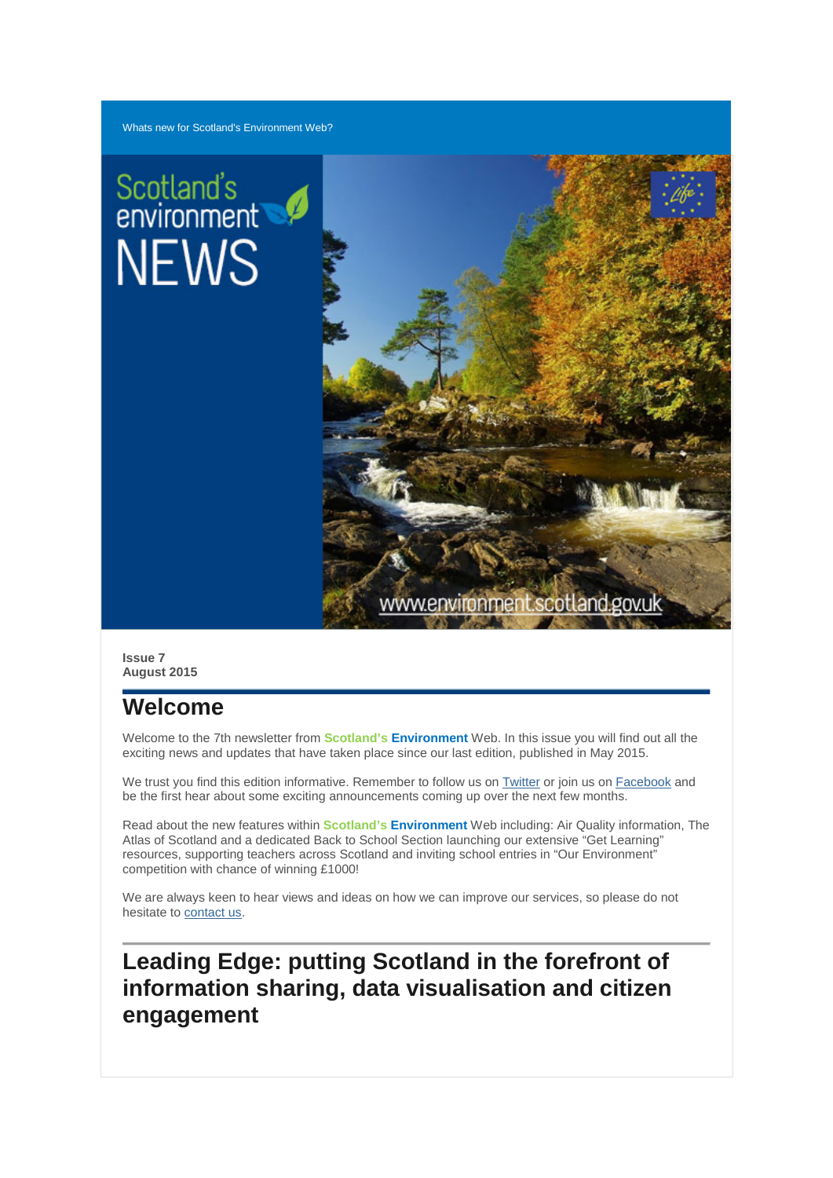Whats new for Scotland's Environment Web?

Scotland's environment NEWS

www.environment.scotland.gov.uk

**Issue 7**
**August 2015**

## Welcome

Welcome to the 7th newsletter from **Scotland's Environment** Web. In this issue you will find out all the exciting news and updates that have taken place since our last edition, published in May 2015.

We trust you find this edition informative. Remember to follow us on Twitter or join us on Facebook and be the first hear about some exciting announcements coming up over the next few months.

Read about the new features within **Scotland's Environment** Web including: Air Quality information, The Atlas of Scotland and a dedicated Back to School Section launching our extensive "Get Learning" resources, supporting teachers across Scotland and inviting school entries in "Our Environment" competition with chance of winning £1000!

We are always keen to hear views and ideas on how we can improve our services, so please do not hesitate to contact us.

## Leading Edge: putting Scotland in the forefront of information sharing, data visualisation and citizen engagement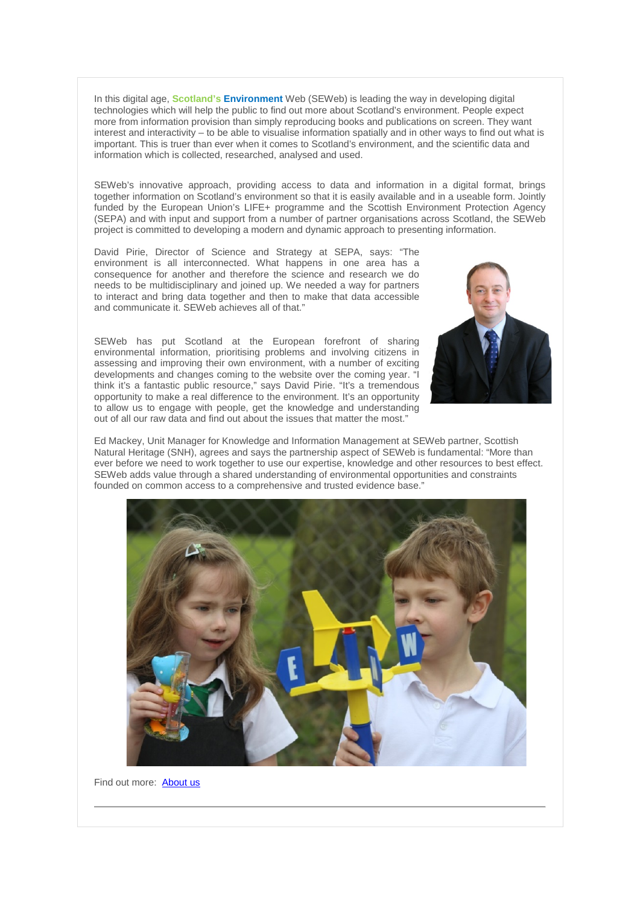In this digital age, **Scotland's Environment** Web (SEWeb) is leading the way in developing digital technologies which will help the public to find out more about Scotland's environment. People expect more from information provision than simply reproducing books and publications on screen. They want interest and interactivity – to be able to visualise information spatially and in other ways to find out what is important. This is truer than ever when it comes to Scotland's environment, and the scientific data and information which is collected, researched, analysed and used.

SEWeb's innovative approach, providing access to data and information in a digital format, brings together information on Scotland's environment so that it is easily available and in a useable form. Jointly funded by the European Union's LIFE+ programme and the Scottish Environment Protection Agency (SEPA) and with input and support from a number of partner organisations across Scotland, the SEWeb project is committed to developing a modern and dynamic approach to presenting information.

David Pirie, Director of Science and Strategy at SEPA, says: "The environment is all interconnected. What happens in one area has a consequence for another and therefore the science and research we do needs to be multidisciplinary and joined up. We needed a way for partners to interact and bring data together and then to make that data accessible and communicate it. SEWeb achieves all of that."

SEWeb has put Scotland at the European forefront of sharing environmental information, prioritising problems and involving citizens in assessing and improving their own environment, with a number of exciting developments and changes coming to the website over the coming year. "I think it's a fantastic public resource," says David Pirie. "It's a tremendous opportunity to make a real difference to the environment. It's an opportunity to allow us to engage with people, get the knowledge and understanding out of all our raw data and find out about the issues that matter the most."

Ed Mackey, Unit Manager for Knowledge and Information Management at SEWeb partner, Scottish Natural Heritage (SNH), agrees and says the partnership aspect of SEWeb is fundamental: "More than ever before we need to work together to use our expertise, knowledge and other resources to best effect. SEWeb adds value through a shared understanding of environmental opportunities and constraints founded on common access to a comprehensive and trusted evidence base."

Find out more: [About us]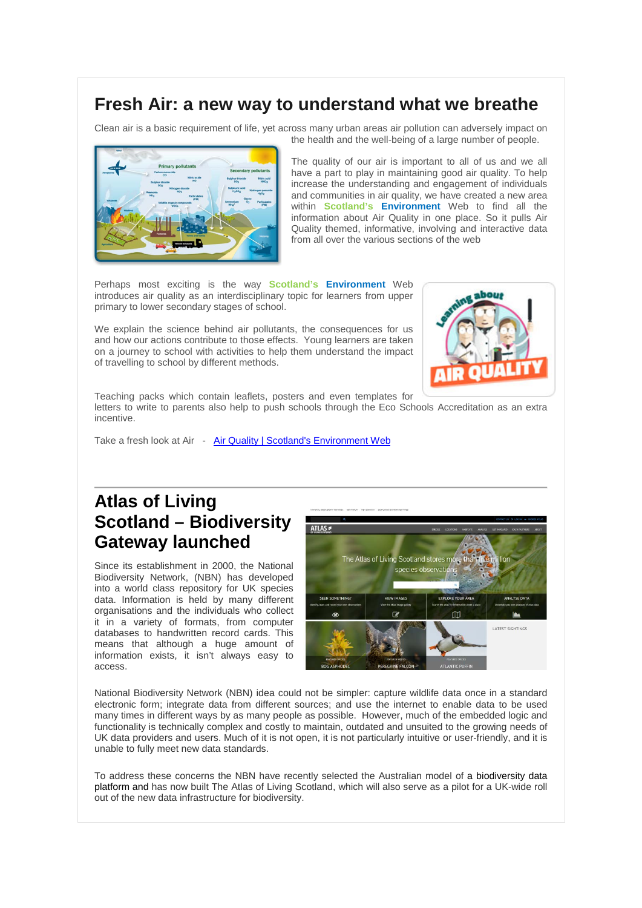# Fresh Air: a new way to understand what we breathe

Clean air is a basic requirement of life, yet across many urban areas air pollution can adversely impact on the health and the well-being of a large number of people.

The quality of our air is important to all of us and we all have a part to play in maintaining good air quality. To help increase the understanding and engagement of individuals and communities in air quality, we have created a new area within **Scotland's Environment** Web to find all the information about Air Quality in one place. So it pulls Air Quality themed, informative, involving and interactive data from all over the various sections of the web

Perhaps most exciting is the way **Scotland's Environment** Web introduces air quality as an interdisciplinary topic for learners from upper primary to lower secondary stages of school.

We explain the science behind air pollutants, the consequences for us and how our actions contribute to those effects. Young learners are taken on a journey to school with activities to help them understand the impact of travelling to school by different methods.

Teaching packs which contain leaflets, posters and even templates for letters to write to parents also help to push schools through the Eco Schools Accreditation as an extra incentive.

Take a fresh look at Air - [Air Quality | Scotland's Environment Web]()

# Atlas of Living Scotland – Biodiversity Gateway launched

Since its establishment in 2000, the National Biodiversity Network, (NBN) has developed into a world class repository for UK species data. Information is held by many different organisations and the individuals who collect it in a variety of formats, from computer databases to handwritten record cards. This means that although a huge amount of information exists, it isn't always easy to access.

National Biodiversity Network (NBN) idea could not be simpler: capture wildlife data once in a standard electronic form; integrate data from different sources; and use the internet to enable data to be used many times in different ways by as many people as possible. However, much of the embedded logic and functionality is technically complex and costly to maintain, outdated and unsuited to the growing needs of UK data providers and users. Much of it is not open, it is not particularly intuitive or user-friendly, and it is unable to fully meet new data standards.

To address these concerns the NBN have recently selected the Australian model of a biodiversity data platform and has now built The Atlas of Living Scotland, which will also serve as a pilot for a UK-wide roll out of the new data infrastructure for biodiversity.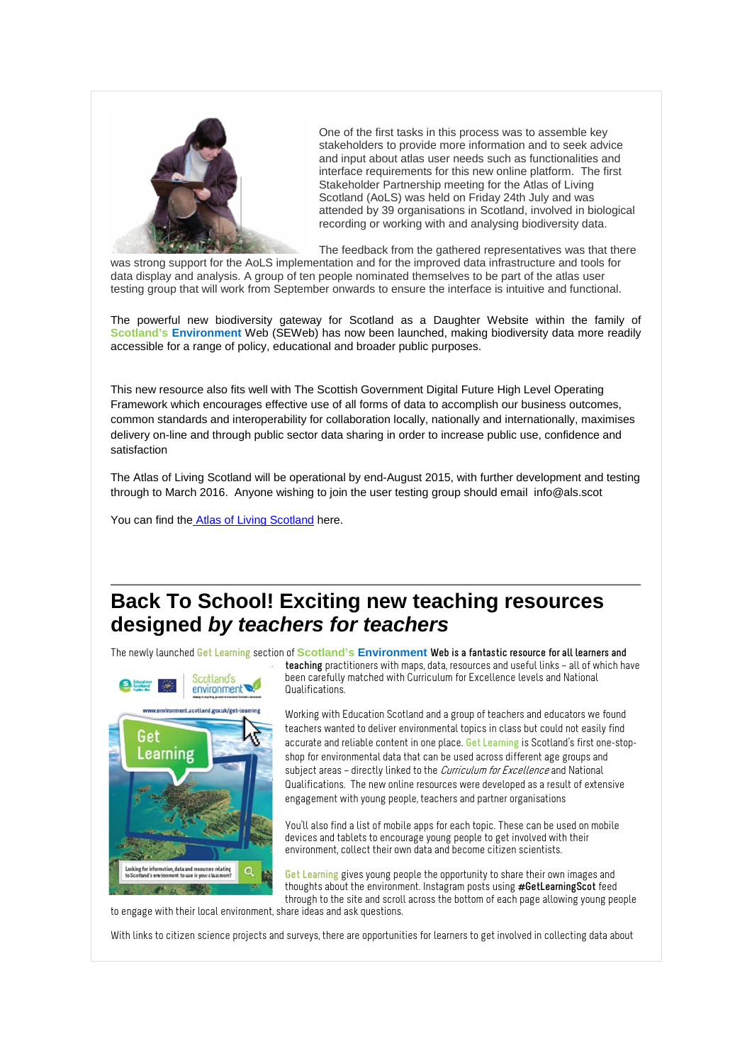One of the first tasks in this process was to assemble key stakeholders to provide more information and to seek advice and input about atlas user needs such as functionalities and interface requirements for this new online platform. The first Stakeholder Partnership meeting for the Atlas of Living Scotland (AoLS) was held on Friday 24th July and was attended by 39 organisations in Scotland, involved in biological recording or working with and analysing biodiversity data.

The feedback from the gathered representatives was that there was strong support for the AoLS implementation and for the improved data infrastructure and tools for data display and analysis. A group of ten people nominated themselves to be part of the atlas user testing group that will work from September onwards to ensure the interface is intuitive and functional.

The powerful new biodiversity gateway for Scotland as a Daughter Website within the family of **Scotland's Environment** Web (SEWeb) has now been launched, making biodiversity data more readily accessible for a range of policy, educational and broader public purposes.

This new resource also fits well with The Scottish Government Digital Future High Level Operating Framework which encourages effective use of all forms of data to accomplish our business outcomes, common standards and interoperability for collaboration locally, nationally and internationally, maximises delivery on-line and through public sector data sharing in order to increase public use, confidence and satisfaction

The Atlas of Living Scotland will be operational by end-August 2015, with further development and testing through to March 2016. Anyone wishing to join the user testing group should email info@als.scot

You can find the Atlas of Living Scotland here.

## Back To School! Exciting new teaching resources designed *by teachers for teachers*

The newly launched Get Learning section of **Scotland's Environment** **Web is a fantastic resource for all learners and teaching** practitioners with maps, data, resources and useful links – all of which have been carefully matched with Curriculum for Excellence levels and National Qualifications.

Working with Education Scotland and a group of teachers and educators we found teachers wanted to deliver environmental topics in class but could not easily find accurate and reliable content in one place. Get Learning is Scotland's first one-stop-shop for environmental data that can be used across different age groups and subject areas – directly linked to the *Curriculum for Excellence* and National Qualifications. The new online resources were developed as a result of extensive engagement with young people, teachers and partner organisations

You'll also find a list of mobile apps for each topic. These can be used on mobile devices and tablets to encourage young people to get involved with their environment, collect their own data and become citizen scientists.

Get Learning gives young people the opportunity to share their own images and thoughts about the environment. Instagram posts using **#GetLearningScot** feed through to the site and scroll across the bottom of each page allowing young people to engage with their local environment, share ideas and ask questions.

With links to citizen science projects and surveys, there are opportunities for learners to get involved in collecting data about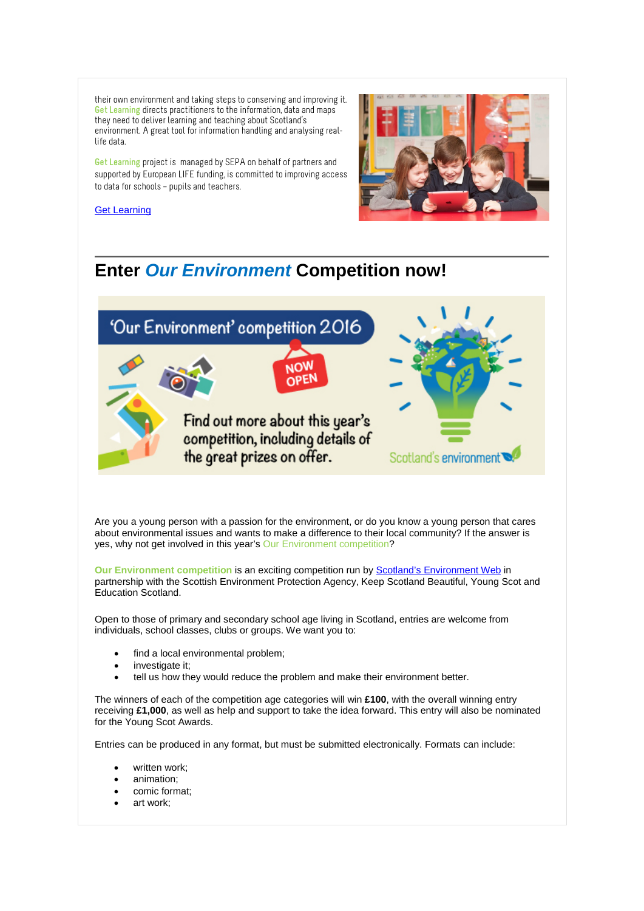their own environment and taking steps to conserving and improving it. Get Learning directs practitioners to the information, data and maps they need to deliver learning and teaching about Scotland's environment. A great tool for information handling and analysing real-life data.

Get Learning project is managed by SEPA on behalf of partners and supported by European LIFE funding, is committed to improving access to data for schools – pupils and teachers.

[Get Learning]

## Enter *Our Environment* Competition now!

'Our Environment' competition 2016

NOW OPEN

Find out more about this year's competition, including details of the great prizes on offer.

Scotland's environment

Are you a young person with a passion for the environment, or do you know a young person that cares about environmental issues and wants to make a difference to their local community? If the answer is yes, why not get involved in this year's Our Environment competition?

**Our Environment competition** is an exciting competition run by [Scotland's Environment Web] in partnership with the Scottish Environment Protection Agency, Keep Scotland Beautiful, Young Scot and Education Scotland.

Open to those of primary and secondary school age living in Scotland, entries are welcome from individuals, school classes, clubs or groups. We want you to:

- find a local environmental problem;
- investigate it;
- tell us how they would reduce the problem and make their environment better.

The winners of each of the competition age categories will win **£100**, with the overall winning entry receiving **£1,000**, as well as help and support to take the idea forward. This entry will also be nominated for the Young Scot Awards.

Entries can be produced in any format, but must be submitted electronically. Formats can include:

- written work;
- animation;
- comic format;
- art work;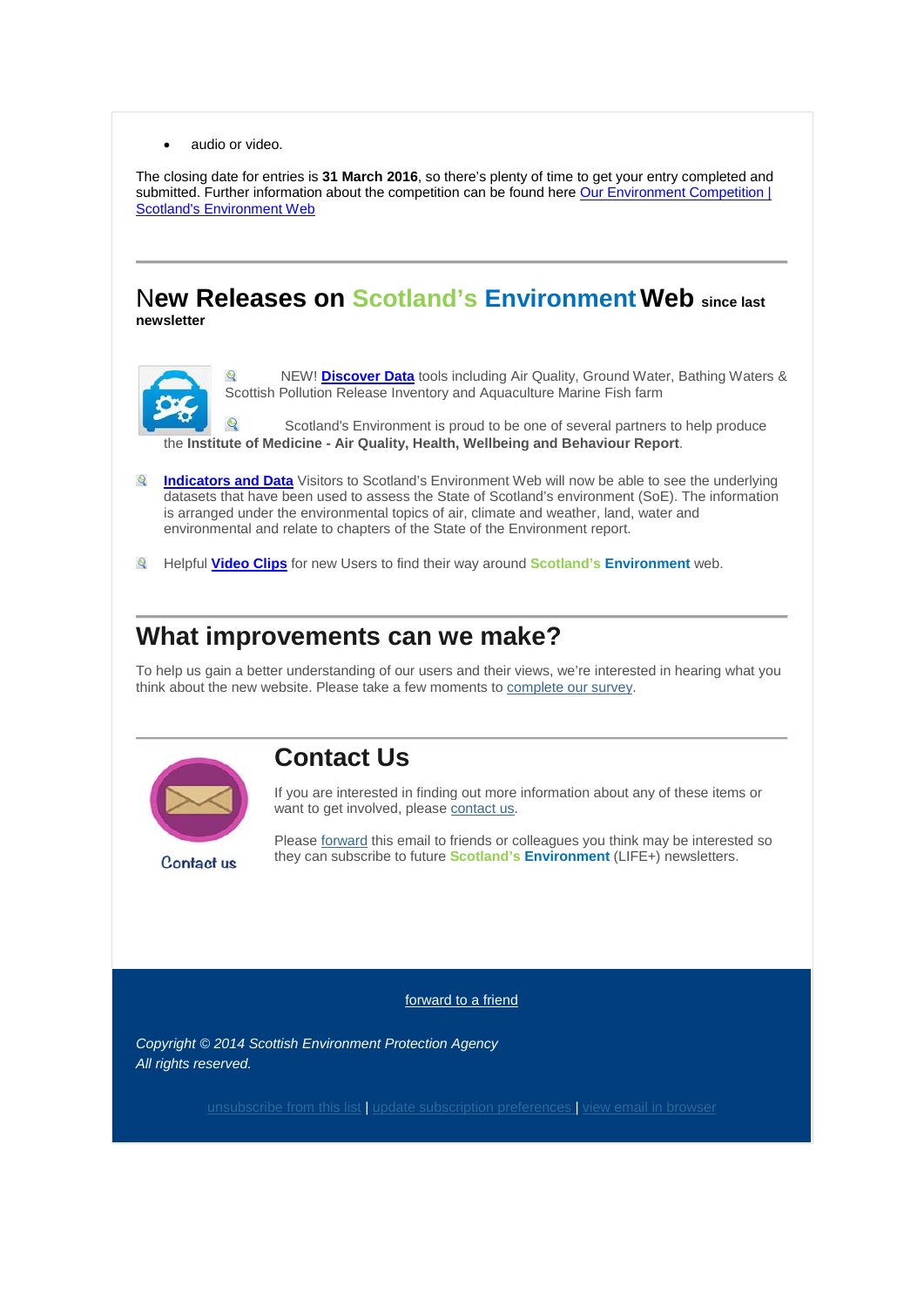- audio or video.

The closing date for entries is **31 March 2016**, so there's plenty of time to get your entry completed and submitted. Further information about the competition can be found here Our Environment Competition | Scotland's Environment Web

## New Releases on Scotland's Environment Web since last newsletter

NEW! **Discover Data** tools including Air Quality, Ground Water, Bathing Waters & Scottish Pollution Release Inventory and Aquaculture Marine Fish farm

Scotland's Environment is proud to be one of several partners to help produce the **Institute of Medicine - Air Quality, Health, Wellbeing and Behaviour Report**.

**Indicators and Data** Visitors to Scotland's Environment Web will now be able to see the underlying datasets that have been used to assess the State of Scotland's environment (SoE). The information is arranged under the environmental topics of air, climate and weather, land, water and environmental and relate to chapters of the State of the Environment report.

Helpful **Video Clips** for new Users to find their way around **Scotland's Environment** web.

## What improvements can we make?

To help us gain a better understanding of our users and their views, we're interested in hearing what you think about the new website. Please take a few moments to complete our survey.

## Contact Us

Contact us

If you are interested in finding out more information about any of these items or want to get involved, please contact us.

Please forward this email to friends or colleagues you think may be interested so they can subscribe to future **Scotland's Environment** (LIFE+) newsletters.

forward to a friend

*Copyright © 2014 Scottish Environment Protection Agency*
*All rights reserved.*

unsubscribe from this list | update subscription preferences | view email in browser